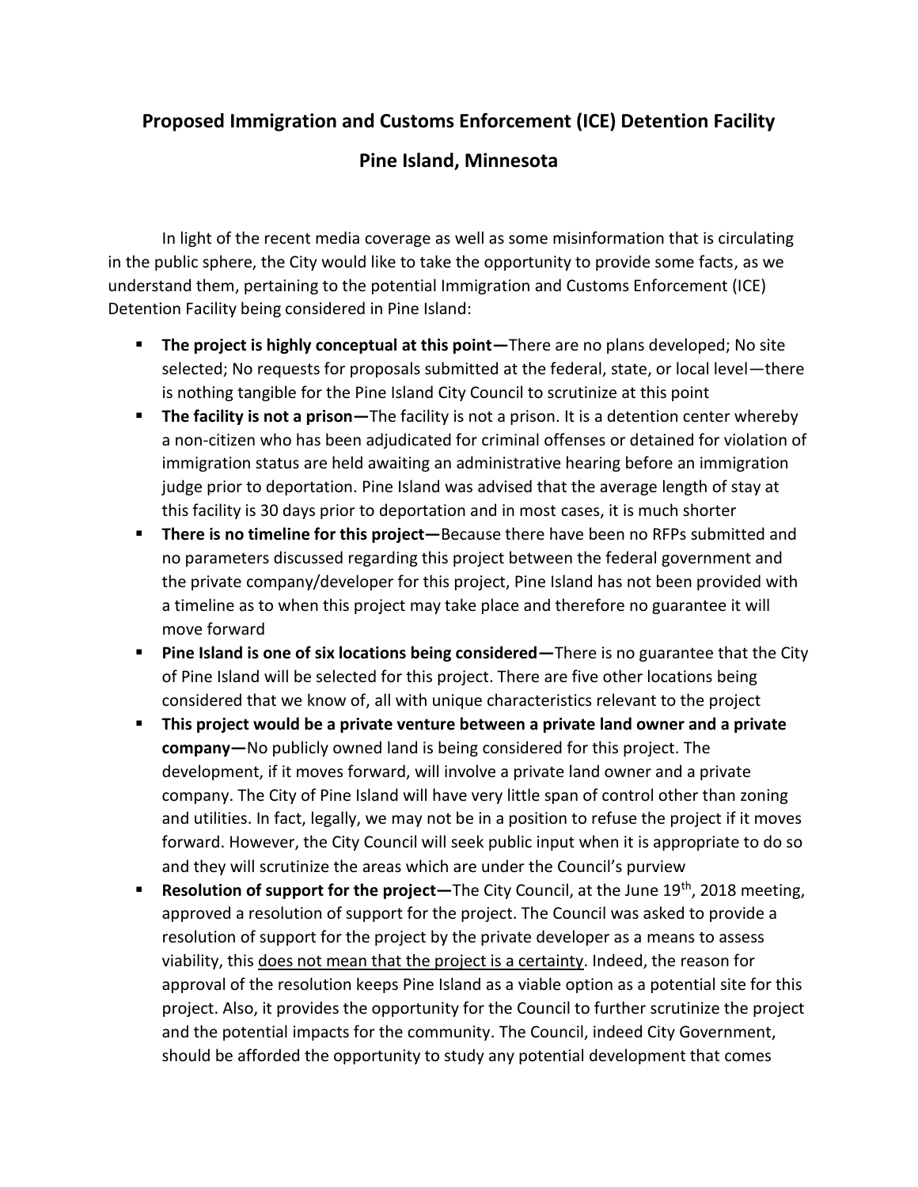# Proposed Immigration and Customs Enforcement (ICE) Detention Facility

# Pine Island, Minnesota

In light of the recent media coverage as well as some misinformation that is circulating in the public sphere, the City would like to take the opportunity to provide some facts, as we understand them, pertaining to the potential Immigration and Customs Enforcement (ICE) Detention Facility being considered in Pine Island:

- **The project is highly conceptual at this point—**There are no plans developed; No site selected; No requests for proposals submitted at the federal, state, or local level—there is nothing tangible for the Pine Island City Council to scrutinize at this point
- **The facility is not a prison—**The facility is not a prison. It is a detention center whereby a non-citizen who has been adjudicated for criminal offenses or detained for violation of immigration status are held awaiting an administrative hearing before an immigration judge prior to deportation. Pine Island was advised that the average length of stay at this facility is 30 days prior to deportation and in most cases, it is much shorter
- **There is no timeline for this project—**Because there have been no RFPs submitted and no parameters discussed regarding this project between the federal government and the private company/developer for this project, Pine Island has not been provided with a timeline as to when this project may take place and therefore no guarantee it will move forward
- **Pine Island is one of six locations being considered—**There is no guarantee that the City of Pine Island will be selected for this project. There are five other locations being considered that we know of, all with unique characteristics relevant to the project
- **This project would be a private venture between a private land owner and a private company—**No publicly owned land is being considered for this project. The development, if it moves forward, will involve a private land owner and a private company. The City of Pine Island will have very little span of control other than zoning and utilities. In fact, legally, we may not be in a position to refuse the project if it moves forward. However, the City Council will seek public input when it is appropriate to do so and they will scrutinize the areas which are under the Council's purview
- **Resolution of support for the project—**The City Council, at the June 19th, 2018 meeting, approved a resolution of support for the project. The Council was asked to provide a resolution of support for the project by the private developer as a means to assess viability, this <u>does not mean that the project is a certainty</u>. Indeed, the reason for approval of the resolution keeps Pine Island as a viable option as a potential site for this project. Also, it provides the opportunity for the Council to further scrutinize the project and the potential impacts for the community. The Council, indeed City Government, should be afforded the opportunity to study any potential development that comes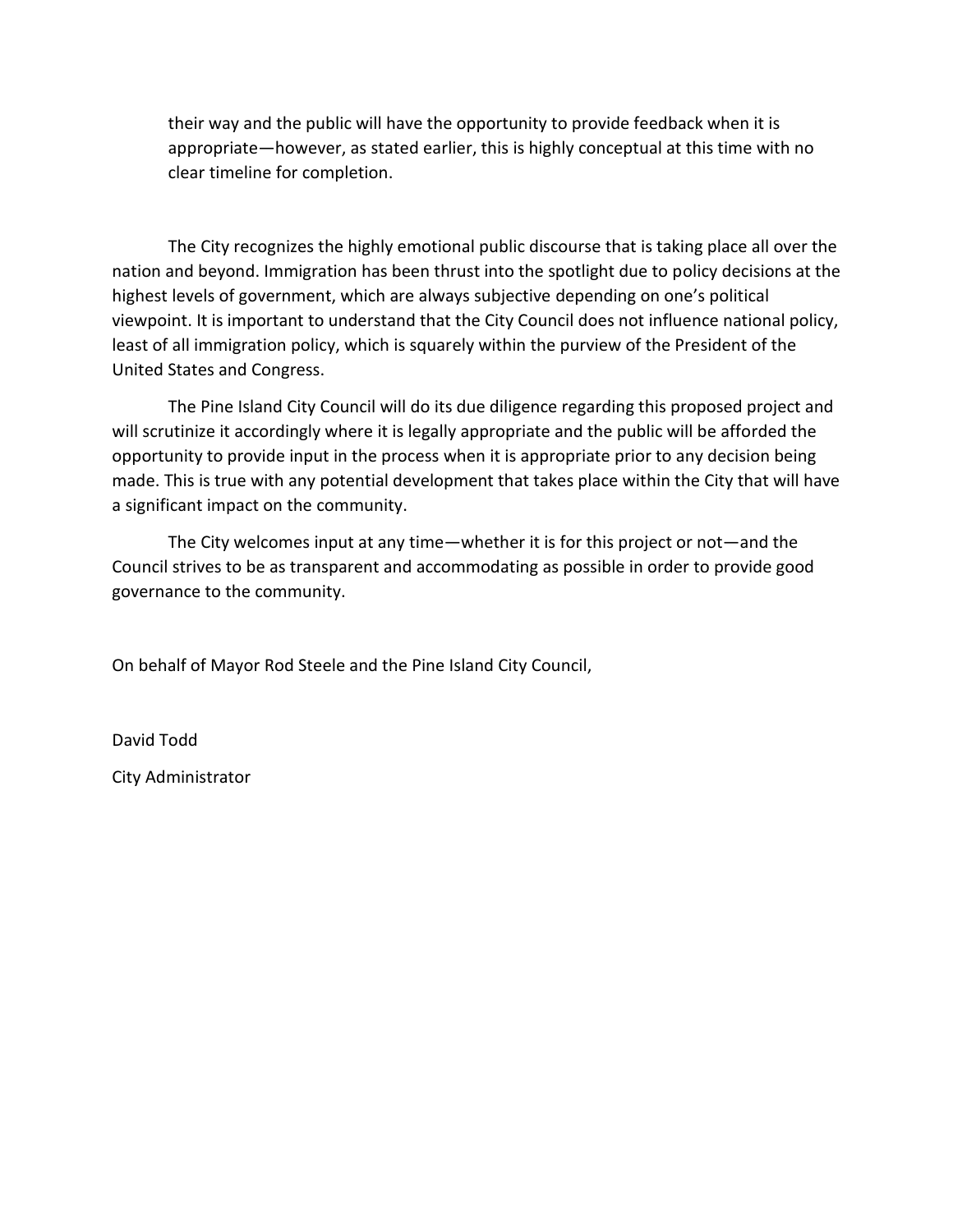their way and the public will have the opportunity to provide feedback when it is appropriate—however, as stated earlier, this is highly conceptual at this time with no clear timeline for completion.

The City recognizes the highly emotional public discourse that is taking place all over the nation and beyond. Immigration has been thrust into the spotlight due to policy decisions at the highest levels of government, which are always subjective depending on one's political viewpoint. It is important to understand that the City Council does not influence national policy, least of all immigration policy, which is squarely within the purview of the President of the United States and Congress.

The Pine Island City Council will do its due diligence regarding this proposed project and will scrutinize it accordingly where it is legally appropriate and the public will be afforded the opportunity to provide input in the process when it is appropriate prior to any decision being made. This is true with any potential development that takes place within the City that will have a significant impact on the community.

The City welcomes input at any time—whether it is for this project or not—and the Council strives to be as transparent and accommodating as possible in order to provide good governance to the community.

On behalf of Mayor Rod Steele and the Pine Island City Council,

David Todd

City Administrator